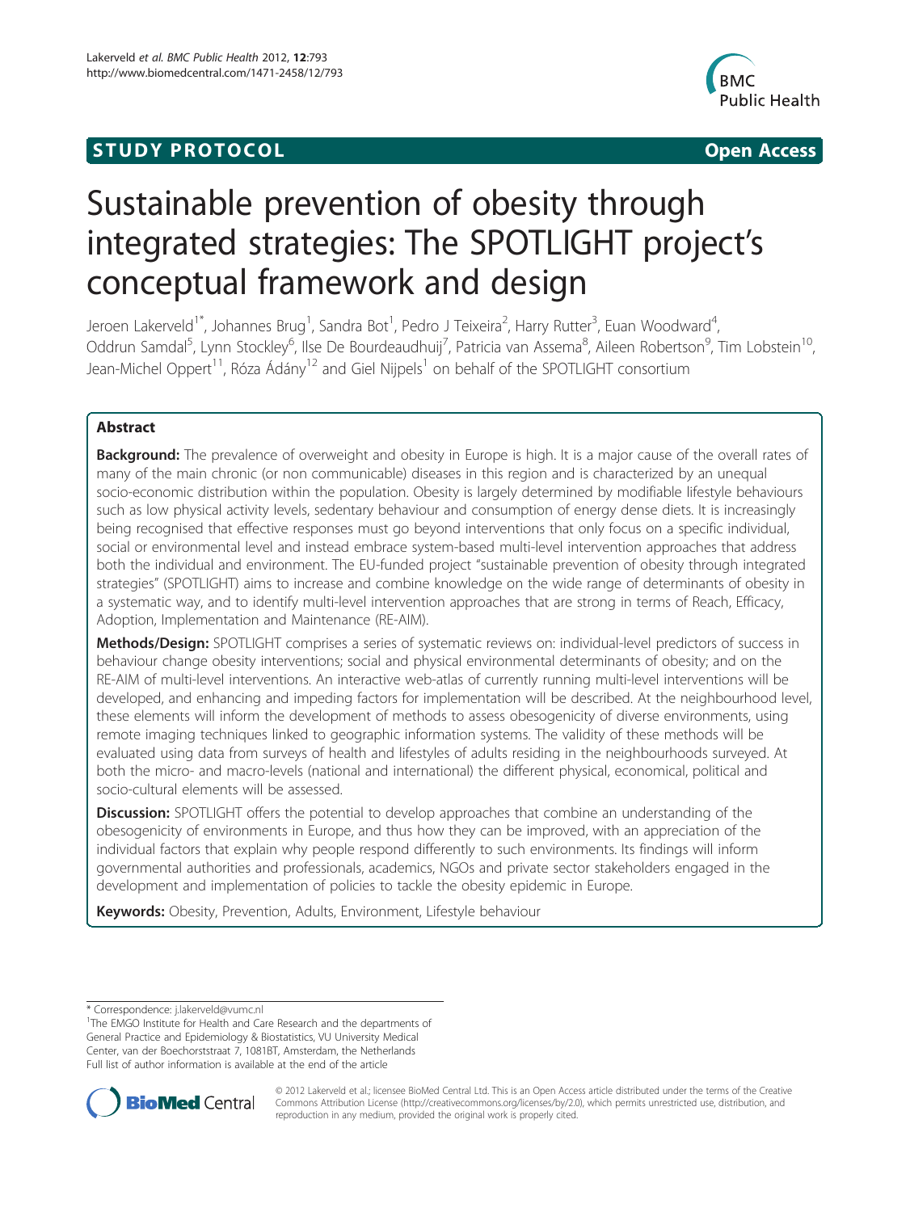STUDY PROTOCOL Open Access

# Sustainable prevention of obesity through integrated strategies: The SPOTLIGHT project's conceptual framework and design

Jeroen Lakerveld[1*], Johannes Brug[1], Sandra Bot[1], Pedro J Teixeira[2], Harry Rutter[3], Euan Woodward[4], Oddrun Samdal[5], Lynn Stockley[6], Ilse De Bourdeaudhuij[7], Patricia van Assema[8], Aileen Robertson[9], Tim Lobstein[10], Jean-Michel Oppert[11], Róza Ádány[12] and Giel Nijpels[1] on behalf of the SPOTLIGHT consortium

## Abstract

**Background:** The prevalence of overweight and obesity in Europe is high. It is a major cause of the overall rates of many of the main chronic (or non communicable) diseases in this region and is characterized by an unequal socio-economic distribution within the population. Obesity is largely determined by modifiable lifestyle behaviours such as low physical activity levels, sedentary behaviour and consumption of energy dense diets. It is increasingly being recognised that effective responses must go beyond interventions that only focus on a specific individual, social or environmental level and instead embrace system-based multi-level intervention approaches that address both the individual and environment. The EU-funded project "sustainable prevention of obesity through integrated strategies" (SPOTLIGHT) aims to increase and combine knowledge on the wide range of determinants of obesity in a systematic way, and to identify multi-level intervention approaches that are strong in terms of Reach, Efficacy, Adoption, Implementation and Maintenance (RE-AIM).

**Methods/Design:** SPOTLIGHT comprises a series of systematic reviews on: individual-level predictors of success in behaviour change obesity interventions; social and physical environmental determinants of obesity; and on the RE-AIM of multi-level interventions. An interactive web-atlas of currently running multi-level interventions will be developed, and enhancing and impeding factors for implementation will be described. At the neighbourhood level, these elements will inform the development of methods to assess obesogenicity of diverse environments, using remote imaging techniques linked to geographic information systems. The validity of these methods will be evaluated using data from surveys of health and lifestyles of adults residing in the neighbourhoods surveyed. At both the micro- and macro-levels (national and international) the different physical, economical, political and socio-cultural elements will be assessed.

**Discussion:** SPOTLIGHT offers the potential to develop approaches that combine an understanding of the obesogenicity of environments in Europe, and thus how they can be improved, with an appreciation of the individual factors that explain why people respond differently to such environments. Its findings will inform governmental authorities and professionals, academics, NGOs and private sector stakeholders engaged in the development and implementation of policies to tackle the obesity epidemic in Europe.

**Keywords:** Obesity, Prevention, Adults, Environment, Lifestyle behaviour

* Correspondence: j.lakerveld@vumc.nl
[1]The EMGO Institute for Health and Care Research and the departments of General Practice and Epidemiology & Biostatistics, VU University Medical Center, van der Boechorststraat 7, 1081BT, Amsterdam, the Netherlands
Full list of author information is available at the end of the article

© 2012 Lakerveld et al.; licensee BioMed Central Ltd. This is an Open Access article distributed under the terms of the Creative Commons Attribution License (http://creativecommons.org/licenses/by/2.0), which permits unrestricted use, distribution, and reproduction in any medium, provided the original work is properly cited.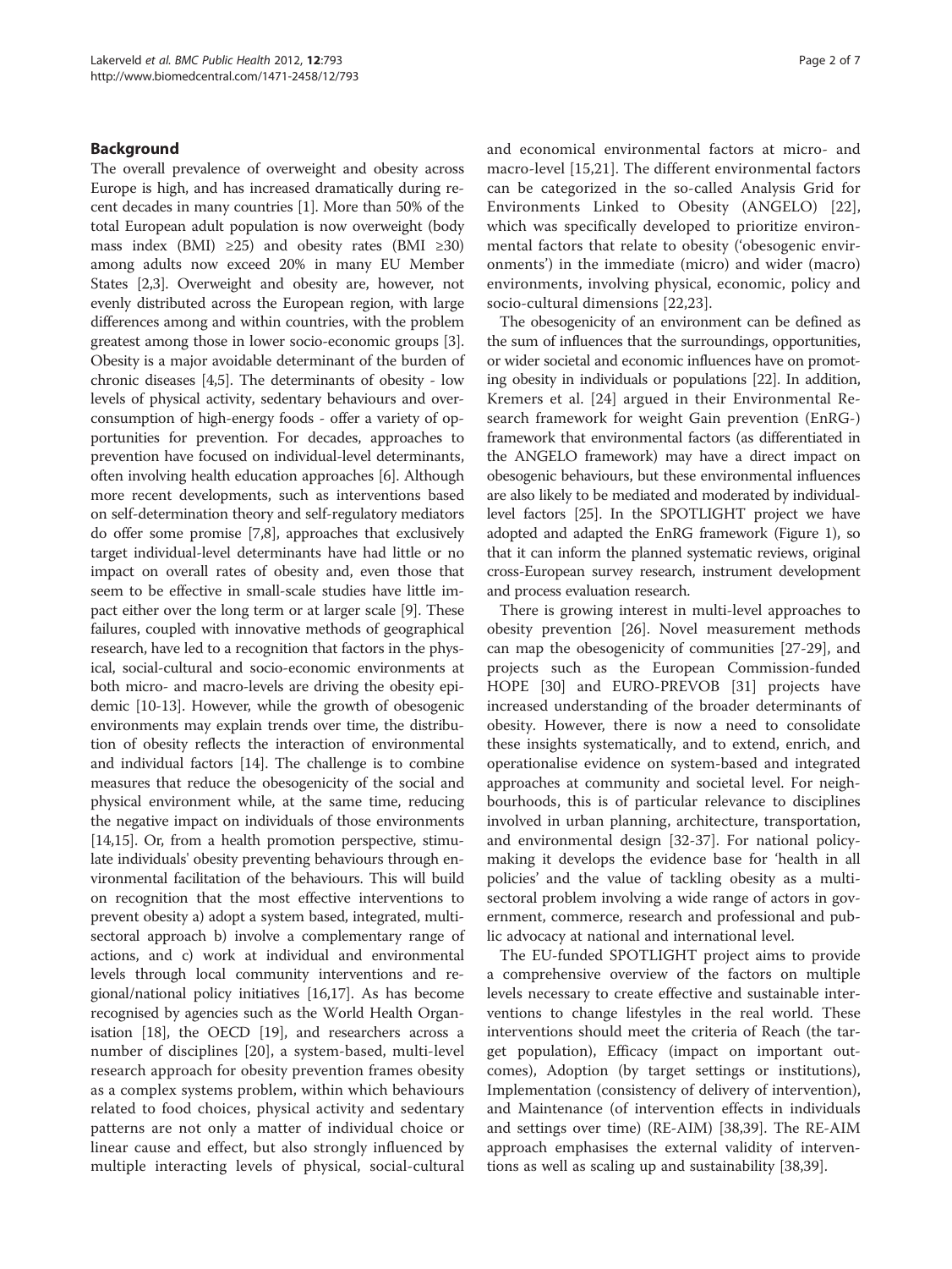## Background

The overall prevalence of overweight and obesity across Europe is high, and has increased dramatically during recent decades in many countries [1]. More than 50% of the total European adult population is now overweight (body mass index (BMI) ≥25) and obesity rates (BMI ≥30) among adults now exceed 20% in many EU Member States [2,3]. Overweight and obesity are, however, not evenly distributed across the European region, with large differences among and within countries, with the problem greatest among those in lower socio-economic groups [3]. Obesity is a major avoidable determinant of the burden of chronic diseases [4,5]. The determinants of obesity - low levels of physical activity, sedentary behaviours and overconsumption of high-energy foods - offer a variety of opportunities for prevention. For decades, approaches to prevention have focused on individual-level determinants, often involving health education approaches [6]. Although more recent developments, such as interventions based on self-determination theory and self-regulatory mediators do offer some promise [7,8], approaches that exclusively target individual-level determinants have had little or no impact on overall rates of obesity and, even those that seem to be effective in small-scale studies have little impact either over the long term or at larger scale [9]. These failures, coupled with innovative methods of geographical research, have led to a recognition that factors in the physical, social-cultural and socio-economic environments at both micro- and macro-levels are driving the obesity epidemic [10-13]. However, while the growth of obesogenic environments may explain trends over time, the distribution of obesity reflects the interaction of environmental and individual factors [14]. The challenge is to combine measures that reduce the obesogenicity of the social and physical environment while, at the same time, reducing the negative impact on individuals of those environments [14,15]. Or, from a health promotion perspective, stimulate individuals' obesity preventing behaviours through environmental facilitation of the behaviours. This will build on recognition that the most effective interventions to prevent obesity a) adopt a system based, integrated, multisectoral approach b) involve a complementary range of actions, and c) work at individual and environmental levels through local community interventions and regional/national policy initiatives [16,17]. As has become recognised by agencies such as the World Health Organisation [18], the OECD [19], and researchers across a number of disciplines [20], a system-based, multi-level research approach for obesity prevention frames obesity as a complex systems problem, within which behaviours related to food choices, physical activity and sedentary patterns are not only a matter of individual choice or linear cause and effect, but also strongly influenced by multiple interacting levels of physical, social-cultural and economical environmental factors at micro- and macro-level [15,21]. The different environmental factors can be categorized in the so-called Analysis Grid for Environments Linked to Obesity (ANGELO) [22], which was specifically developed to prioritize environmental factors that relate to obesity ('obesogenic environments') in the immediate (micro) and wider (macro) environments, involving physical, economic, policy and socio-cultural dimensions [22,23].

The obesogenicity of an environment can be defined as the sum of influences that the surroundings, opportunities, or wider societal and economic influences have on promoting obesity in individuals or populations [22]. In addition, Kremers et al. [24] argued in their Environmental Research framework for weight Gain prevention (EnRG-) framework that environmental factors (as differentiated in the ANGELO framework) may have a direct impact on obesogenic behaviours, but these environmental influences are also likely to be mediated and moderated by individual-level factors [25]. In the SPOTLIGHT project we have adopted and adapted the EnRG framework (Figure 1), so that it can inform the planned systematic reviews, original cross-European survey research, instrument development and process evaluation research.

There is growing interest in multi-level approaches to obesity prevention [26]. Novel measurement methods can map the obesogenicity of communities [27-29], and projects such as the European Commission-funded HOPE [30] and EURO-PREVOB [31] projects have increased understanding of the broader determinants of obesity. However, there is now a need to consolidate these insights systematically, and to extend, enrich, and operationalise evidence on system-based and integrated approaches at community and societal level. For neighbourhoods, this is of particular relevance to disciplines involved in urban planning, architecture, transportation, and environmental design [32-37]. For national policy-making it develops the evidence base for 'health in all policies' and the value of tackling obesity as a multi-sectoral problem involving a wide range of actors in government, commerce, research and professional and public advocacy at national and international level.

The EU-funded SPOTLIGHT project aims to provide a comprehensive overview of the factors on multiple levels necessary to create effective and sustainable interventions to change lifestyles in the real world. These interventions should meet the criteria of Reach (the target population), Efficacy (impact on important outcomes), Adoption (by target settings or institutions), Implementation (consistency of delivery of intervention), and Maintenance (of intervention effects in individuals and settings over time) (RE-AIM) [38,39]. The RE-AIM approach emphasises the external validity of interventions as well as scaling up and sustainability [38,39].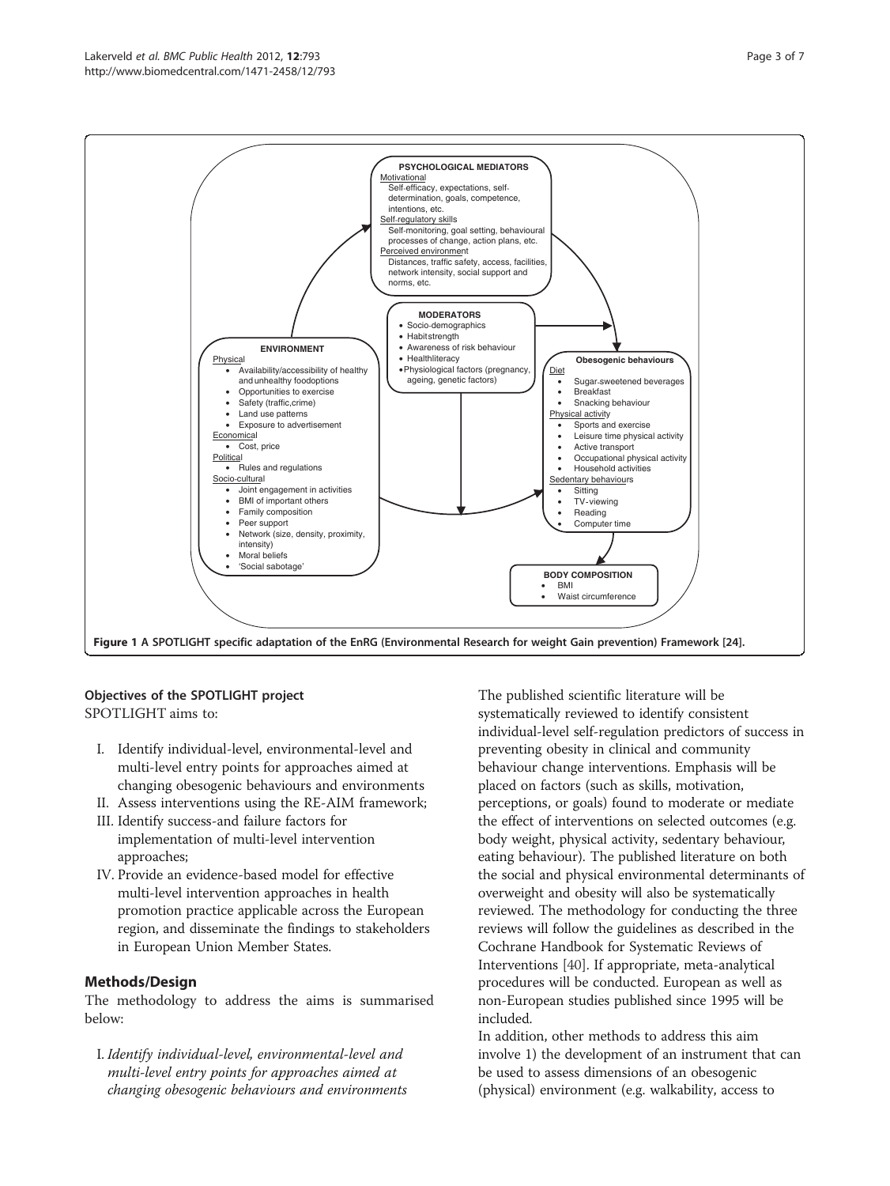Figure 1 A SPOTLIGHT specific adaptation of the EnRG (Environmental Research for weight Gain prevention) Framework [24].

### Objectives of the SPOTLIGHT project

SPOTLIGHT aims to:

I. Identify individual-level, environmental-level and multi-level entry points for approaches aimed at changing obesogenic behaviours and environments
II. Assess interventions using the RE-AIM framework;
III. Identify success-and failure factors for implementation of multi-level intervention approaches;
IV. Provide an evidence-based model for effective multi-level intervention approaches in health promotion practice applicable across the European region, and disseminate the findings to stakeholders in European Union Member States.

## Methods/Design

The methodology to address the aims is summarised below:

I. *Identify individual-level, environmental-level and multi-level entry points for approaches aimed at changing obesogenic behaviours and environments*

The published scientific literature will be systematically reviewed to identify consistent individual-level self-regulation predictors of success in preventing obesity in clinical and community behaviour change interventions. Emphasis will be placed on factors (such as skills, motivation, perceptions, or goals) found to moderate or mediate the effect of interventions on selected outcomes (e.g. body weight, physical activity, sedentary behaviour, eating behaviour). The published literature on both the social and physical environmental determinants of overweight and obesity will also be systematically reviewed. The methodology for conducting the three reviews will follow the guidelines as described in the Cochrane Handbook for Systematic Reviews of Interventions [40]. If appropriate, meta-analytical procedures will be conducted. European as well as non-European studies published since 1995 will be included.

In addition, other methods to address this aim involve 1) the development of an instrument that can be used to assess dimensions of an obesogenic (physical) environment (e.g. walkability, access to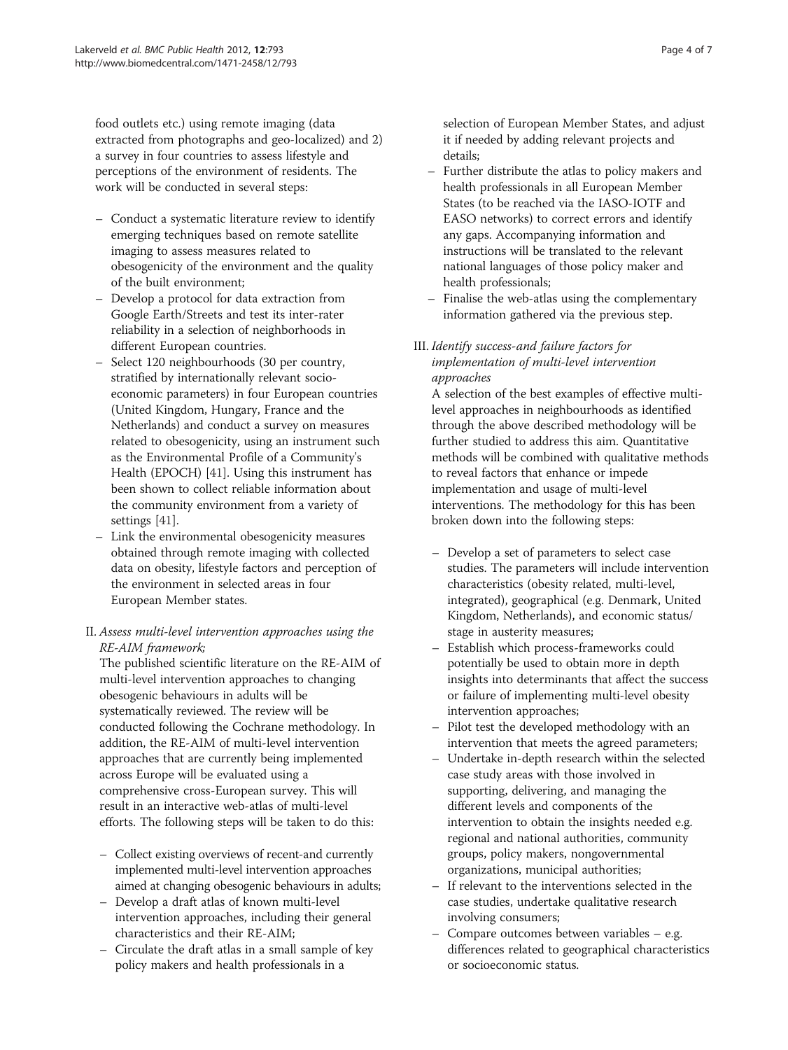food outlets etc.) using remote imaging (data extracted from photographs and geo-localized) and 2) a survey in four countries to assess lifestyle and perceptions of the environment of residents. The work will be conducted in several steps:

- Conduct a systematic literature review to identify emerging techniques based on remote satellite imaging to assess measures related to obesogenicity of the environment and the quality of the built environment;
- Develop a protocol for data extraction from Google Earth/Streets and test its inter-rater reliability in a selection of neighborhoods in different European countries.
- Select 120 neighbourhoods (30 per country, stratified by internationally relevant socio-economic parameters) in four European countries (United Kingdom, Hungary, France and the Netherlands) and conduct a survey on measures related to obesogenicity, using an instrument such as the Environmental Profile of a Community's Health (EPOCH) [41]. Using this instrument has been shown to collect reliable information about the community environment from a variety of settings [41].
- Link the environmental obesogenicity measures obtained through remote imaging with collected data on obesity, lifestyle factors and perception of the environment in selected areas in four European Member states.

II. *Assess multi-level intervention approaches using the RE-AIM framework;*

The published scientific literature on the RE-AIM of multi-level intervention approaches to changing obesogenic behaviours in adults will be systematically reviewed. The review will be conducted following the Cochrane methodology. In addition, the RE-AIM of multi-level intervention approaches that are currently being implemented across Europe will be evaluated using a comprehensive cross-European survey. This will result in an interactive web-atlas of multi-level efforts. The following steps will be taken to do this:

- Collect existing overviews of recent-and currently implemented multi-level intervention approaches aimed at changing obesogenic behaviours in adults;
- Develop a draft atlas of known multi-level intervention approaches, including their general characteristics and their RE-AIM;
- Circulate the draft atlas in a small sample of key policy makers and health professionals in a selection of European Member States, and adjust it if needed by adding relevant projects and details;
- Further distribute the atlas to policy makers and health professionals in all European Member States (to be reached via the IASO-IOTF and EASO networks) to correct errors and identify any gaps. Accompanying information and instructions will be translated to the relevant national languages of those policy maker and health professionals;
- Finalise the web-atlas using the complementary information gathered via the previous step.

III. *Identify success-and failure factors for implementation of multi-level intervention approaches*

A selection of the best examples of effective multi-level approaches in neighbourhoods as identified through the above described methodology will be further studied to address this aim. Quantitative methods will be combined with qualitative methods to reveal factors that enhance or impede implementation and usage of multi-level interventions. The methodology for this has been broken down into the following steps:

- Develop a set of parameters to select case studies. The parameters will include intervention characteristics (obesity related, multi-level, integrated), geographical (e.g. Denmark, United Kingdom, Netherlands), and economic status/ stage in austerity measures;
- Establish which process-frameworks could potentially be used to obtain more in depth insights into determinants that affect the success or failure of implementing multi-level obesity intervention approaches;
- Pilot test the developed methodology with an intervention that meets the agreed parameters;
- Undertake in-depth research within the selected case study areas with those involved in supporting, delivering, and managing the different levels and components of the intervention to obtain the insights needed e.g. regional and national authorities, community groups, policy makers, nongovernmental organizations, municipal authorities;
- If relevant to the interventions selected in the case studies, undertake qualitative research involving consumers;
- Compare outcomes between variables – e.g. differences related to geographical characteristics or socioeconomic status.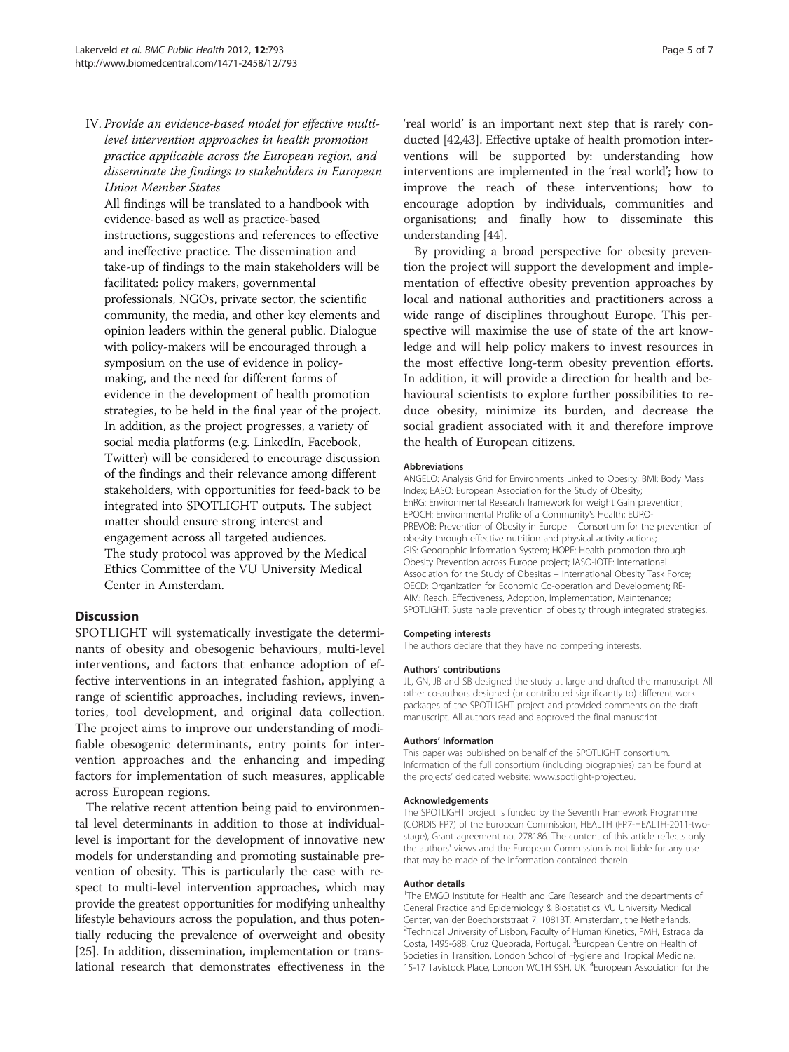IV. *Provide an evidence-based model for effective multi-level intervention approaches in health promotion practice applicable across the European region, and disseminate the findings to stakeholders in European Union Member States*

All findings will be translated to a handbook with evidence-based as well as practice-based instructions, suggestions and references to effective and ineffective practice. The dissemination and take-up of findings to the main stakeholders will be facilitated: policy makers, governmental professionals, NGOs, private sector, the scientific community, the media, and other key elements and opinion leaders within the general public. Dialogue with policy-makers will be encouraged through a symposium on the use of evidence in policy-making, and the need for different forms of evidence in the development of health promotion strategies, to be held in the final year of the project. In addition, as the project progresses, a variety of social media platforms (e.g. LinkedIn, Facebook, Twitter) will be considered to encourage discussion of the findings and their relevance among different stakeholders, with opportunities for feed-back to be integrated into SPOTLIGHT outputs. The subject matter should ensure strong interest and engagement across all targeted audiences.

The study protocol was approved by the Medical Ethics Committee of the VU University Medical Center in Amsterdam.

## Discussion

SPOTLIGHT will systematically investigate the determinants of obesity and obesogenic behaviours, multi-level interventions, and factors that enhance adoption of effective interventions in an integrated fashion, applying a range of scientific approaches, including reviews, inventories, tool development, and original data collection. The project aims to improve our understanding of modifiable obesogenic determinants, entry points for intervention approaches and the enhancing and impeding factors for implementation of such measures, applicable across European regions.

The relative recent attention being paid to environmental level determinants in addition to those at individual-level is important for the development of innovative new models for understanding and promoting sustainable prevention of obesity. This is particularly the case with respect to multi-level intervention approaches, which may provide the greatest opportunities for modifying unhealthy lifestyle behaviours across the population, and thus potentially reducing the prevalence of overweight and obesity [25]. In addition, dissemination, implementation or translational research that demonstrates effectiveness in the 'real world' is an important next step that is rarely conducted [42,43]. Effective uptake of health promotion interventions will be supported by: understanding how interventions are implemented in the 'real world'; how to improve the reach of these interventions; how to encourage adoption by individuals, communities and organisations; and finally how to disseminate this understanding [44].

By providing a broad perspective for obesity prevention the project will support the development and implementation of effective obesity prevention approaches by local and national authorities and practitioners across a wide range of disciplines throughout Europe. This perspective will maximise the use of state of the art knowledge and will help policy makers to invest resources in the most effective long-term obesity prevention efforts. In addition, it will provide a direction for health and behavioural scientists to explore further possibilities to reduce obesity, minimize its burden, and decrease the social gradient associated with it and therefore improve the health of European citizens.

#### Abbreviations

ANGELO: Analysis Grid for Environments Linked to Obesity; BMI: Body Mass Index; EASO: European Association for the Study of Obesity; EnRG: Environmental Research framework for weight Gain prevention; EPOCH: Environmental Profile of a Community's Health; EURO-PREVOB: Prevention of Obesity in Europe – Consortium for the prevention of obesity through effective nutrition and physical activity actions; GIS: Geographic Information System; HOPE: Health promotion through Obesity Prevention across Europe project; IASO-IOTF: International Association for the Study of Obesitas – International Obesity Task Force; OECD: Organization for Economic Co-operation and Development; RE-AIM: Reach, Effectiveness, Adoption, Implementation, Maintenance; SPOTLIGHT: Sustainable prevention of obesity through integrated strategies.

#### Competing interests

The authors declare that they have no competing interests.

#### Authors' contributions

JL, GN, JB and SB designed the study at large and drafted the manuscript. All other co-authors designed (or contributed significantly to) different work packages of the SPOTLIGHT project and provided comments on the draft manuscript. All authors read and approved the final manuscript

#### Authors' information

This paper was published on behalf of the SPOTLIGHT consortium. Information of the full consortium (including biographies) can be found at the projects' dedicated website: www.spotlight-project.eu.

#### Acknowledgements

The SPOTLIGHT project is funded by the Seventh Framework Programme (CORDIS FP7) of the European Commission, HEALTH (FP7-HEALTH-2011-two-stage), Grant agreement no. 278186. The content of this article reflects only the authors' views and the European Commission is not liable for any use that may be made of the information contained therein.

#### Author details

[1]The EMGO Institute for Health and Care Research and the departments of General Practice and Epidemiology & Biostatistics, VU University Medical Center, van der Boechorststraat 7, 1081BT, Amsterdam, the Netherlands. [2]Technical University of Lisbon, Faculty of Human Kinetics, FMH, Estrada da Costa, 1495-688, Cruz Quebrada, Portugal. [3]European Centre on Health of Societies in Transition, London School of Hygiene and Tropical Medicine, 15-17 Tavistock Place, London WC1H 9SH, UK. [4]European Association for the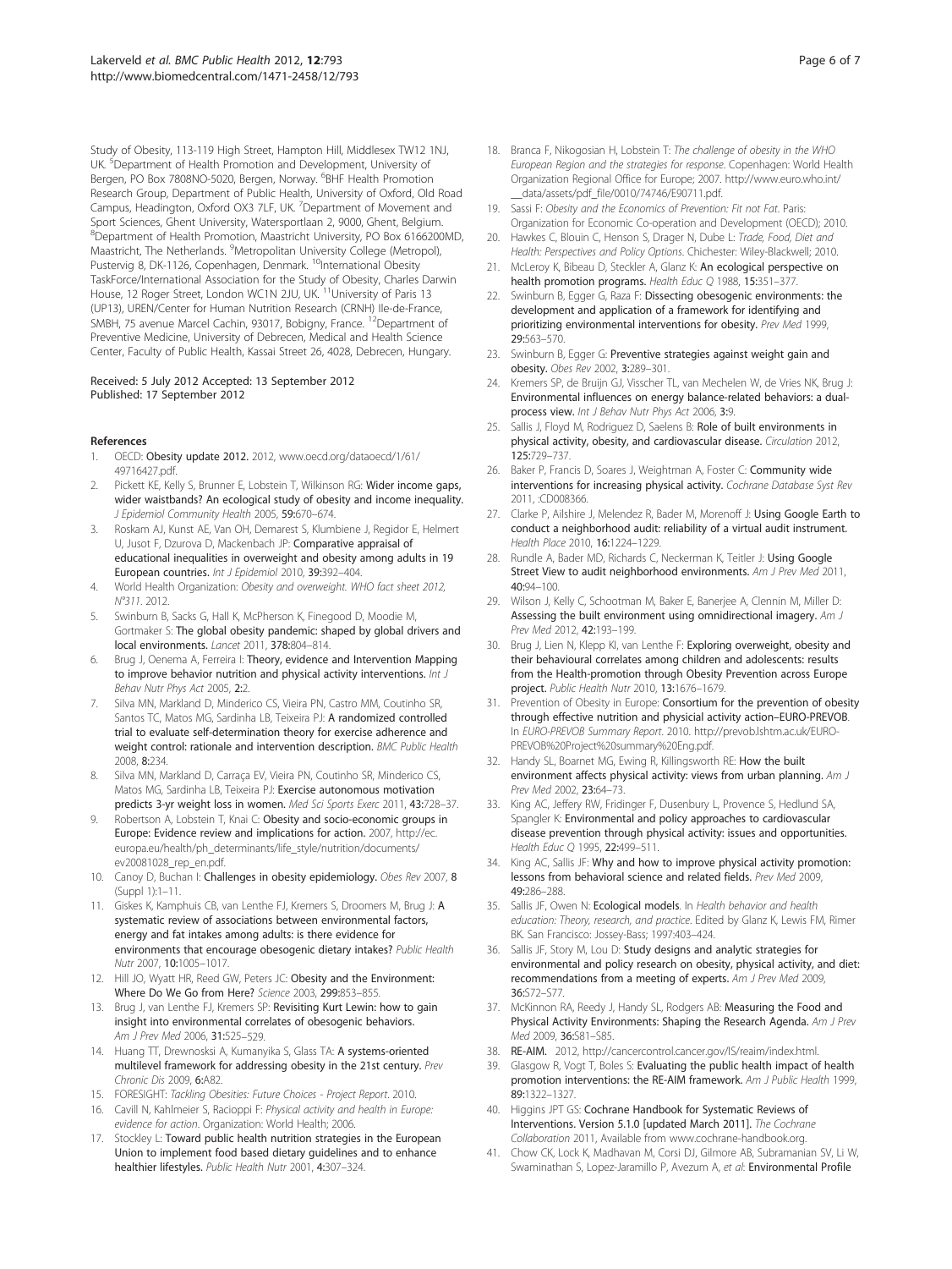Study of Obesity, 113-119 High Street, Hampton Hill, Middlesex TW12 1NJ, UK. [5]Department of Health Promotion and Development, University of Bergen, PO Box 7808NO-5020, Bergen, Norway. [6]BHF Health Promotion Research Group, Department of Public Health, University of Oxford, Old Road Campus, Headington, Oxford OX3 7LF, UK. [7]Department of Movement and Sport Sciences, Ghent University, Watersportlaan 2, 9000, Ghent, Belgium. [8]Department of Health Promotion, Maastricht University, PO Box 6166200MD, Maastricht, The Netherlands. [9]Metropolitan University College (Metropol), Pustervig 8, DK-1126, Copenhagen, Denmark. [10]International Obesity TaskForce/International Association for the Study of Obesity, Charles Darwin House, 12 Roger Street, London WC1N 2JU, UK. [11]University of Paris 13 (UP13), UREN/Center for Human Nutrition Research (CRNH) Ile-de-France, SMBH, 75 avenue Marcel Cachin, 93017, Bobigny, France. [12]Department of Preventive Medicine, University of Debrecen, Medical and Health Science Center, Faculty of Public Health, Kassai Street 26, 4028, Debrecen, Hungary.

Received: 5 July 2012 Accepted: 13 September 2012
Published: 17 September 2012

## References

1. OECD: **Obesity update 2012.** 2012, www.oecd.org/dataoecd/1/61/49716427.pdf.
2. Pickett KE, Kelly S, Brunner E, Lobstein T, Wilkinson RG: **Wider income gaps, wider waistbands? An ecological study of obesity and income inequality.** *J Epidemiol Community Health* 2005, **59:**670–674.
3. Roskam AJ, Kunst AE, Van OH, Demarest S, Klumbiene J, Regidor E, Helmert U, Jusot F, Dzurova D, Mackenbach JP: **Comparative appraisal of educational inequalities in overweight and obesity among adults in 19 European countries.** *Int J Epidemiol* 2010, **39:**392–404.
4. World Health Organization: *Obesity and overweight. WHO fact sheet 2012, N°311.* 2012.
5. Swinburn B, Sacks G, Hall K, McPherson K, Finegood D, Moodie M, Gortmaker S: **The global obesity pandemic: shaped by global drivers and local environments.** *Lancet* 2011, **378:**804–814.
6. Brug J, Oenema A, Ferreira I: **Theory, evidence and Intervention Mapping to improve behavior nutrition and physical activity interventions.** *Int J Behav Nutr Phys Act* 2005, **2:**2.
7. Silva MN, Markland D, Minderico CS, Vieira PN, Castro MM, Coutinho SR, Santos TC, Matos MG, Sardinha LB, Teixeira PJ: **A randomized controlled trial to evaluate self-determination theory for exercise adherence and weight control: rationale and intervention description.** *BMC Public Health* 2008, **8:**234.
8. Silva MN, Markland D, Carraça EV, Vieira PN, Coutinho SR, Minderico CS, Matos MG, Sardinha LB, Teixeira PJ: **Exercise autonomous motivation predicts 3-yr weight loss in women.** *Med Sci Sports Exerc* 2011, **43:**728–37.
9. Robertson A, Lobstein T, Knai C: **Obesity and socio-economic groups in Europe: Evidence review and implications for action.** 2007, http://ec.europa.eu/health/ph_determinants/life_style/nutrition/documents/ev20081028_rep_en.pdf.
10. Canoy D, Buchan I: **Challenges in obesity epidemiology.** *Obes Rev* 2007, **8** (Suppl 1):1–11.
11. Giskes K, Kamphuis CB, van Lenthe FJ, Kremers S, Droomers M, Brug J: **A systematic review of associations between environmental factors, energy and fat intakes among adults: is there evidence for environments that encourage obesogenic dietary intakes?** *Public Health Nutr* 2007, **10:**1005–1017.
12. Hill JO, Wyatt HR, Reed GW, Peters JC: **Obesity and the Environment: Where Do We Go from Here?** *Science* 2003, **299:**853–855.
13. Brug J, van Lenthe FJ, Kremers SP: **Revisiting Kurt Lewin: how to gain insight into environmental correlates of obesogenic behaviors.** *Am J Prev Med* 2006, **31:**525–529.
14. Huang TT, Drewnosksi A, Kumanyika S, Glass TA: **A systems-oriented multilevel framework for addressing obesity in the 21st century.** *Prev Chronic Dis* 2009, **6:**A82.
15. FORESIGHT: *Tackling Obesities: Future Choices - Project Report*. 2010.
16. Cavill N, Kahlmeier S, Racioppi F: *Physical activity and health in Europe: evidence for action*. Organization: World Health; 2006.
17. Stockley L: **Toward public health nutrition strategies in the European Union to implement food based dietary guidelines and to enhance healthier lifestyles.** *Public Health Nutr* 2001, **4:**307–324.
18. Branca F, Nikogosian H, Lobstein T: *The challenge of obesity in the WHO European Region and the strategies for response*. Copenhagen: World Health Organization Regional Office for Europe; 2007. http://www.euro.who.int/__data/assets/pdf_file/0010/74746/E90711.pdf.
19. Sassi F: *Obesity and the Economics of Prevention: Fit not Fat*. Paris: Organization for Economic Co-operation and Development (OECD); 2010.
20. Hawkes C, Blouin C, Henson S, Drager N, Dube L: *Trade, Food, Diet and Health: Perspectives and Policy Options*. Chichester: Wiley-Blackwell; 2010.
21. McLeroy K, Bibeau D, Steckler A, Glanz K: **An ecological perspective on health promotion programs.** *Health Educ Q* 1988, **15:**351–377.
22. Swinburn B, Egger G, Raza F: **Dissecting obesogenic environments: the development and application of a framework for identifying and prioritizing environmental interventions for obesity.** *Prev Med* 1999, **29:**563–570.
23. Swinburn B, Egger G: **Preventive strategies against weight gain and obesity.** *Obes Rev* 2002, **3:**289–301.
24. Kremers SP, de Bruijn GJ, Visscher TL, van Mechelen W, de Vries NK, Brug J: **Environmental influences on energy balance-related behaviors: a dual-process view.** *Int J Behav Nutr Phys Act* 2006, **3:**9.
25. Sallis J, Floyd M, Rodriguez D, Saelens B: **Role of built environments in physical activity, obesity, and cardiovascular disease.** *Circulation* 2012, **125:**729–737.
26. Baker P, Francis D, Soares J, Weightman A, Foster C: **Community wide interventions for increasing physical activity.** *Cochrane Database Syst Rev* 2011, :CD008366.
27. Clarke P, Ailshire J, Melendez R, Bader M, Morenoff J: **Using Google Earth to conduct a neighborhood audit: reliability of a virtual audit instrument.** *Health Place* 2010, **16:**1224–1229.
28. Rundle A, Bader MD, Richards C, Neckerman K, Teitler J: **Using Google Street View to audit neighborhood environments.** *Am J Prev Med* 2011, **40:**94–100.
29. Wilson J, Kelly C, Schootman M, Baker E, Banerjee A, Clennin M, Miller D: **Assessing the built environment using omnidirectional imagery.** *Am J Prev Med* 2012, **42:**193–199.
30. Brug J, Lien N, Klepp KI, van Lenthe F: **Exploring overweight, obesity and their behavioural correlates among children and adolescents: results from the Health-promotion through Obesity Prevention across Europe project.** *Public Health Nutr* 2010, **13:**1676–1679.
31. Prevention of Obesity in Europe: **Consortium for the prevention of obesity through effective nutrition and physical activity action–EURO-PREVOB.** In *EURO-PREVOB Summary Report*. 2010. http://prevob.lshtm.ac.uk/EURO-PREVOB%20Project%20summary%20Eng.pdf.
32. Handy SL, Boarnet MG, Ewing R, Killingsworth RE: **How the built environment affects physical activity: views from urban planning.** *Am J Prev Med* 2002, **23:**64–73.
33. King AC, Jeffery RW, Fridinger F, Dusenbury L, Provence S, Hedlund SA, Spangler K: **Environmental and policy approaches to cardiovascular disease prevention through physical activity: issues and opportunities.** *Health Educ Q* 1995, **22:**499–511.
34. King AC, Sallis JF: **Why and how to improve physical activity promotion: lessons from behavioral science and related fields.** *Prev Med* 2009, **49:**286–288.
35. Sallis JF, Owen N: **Ecological models.** In *Health behavior and health education: Theory, research, and practice*. Edited by Glanz K, Lewis FM, Rimer BK. San Francisco: Jossey-Bass; 1997:403–424.
36. Sallis JF, Story M, Lou D: **Study designs and analytic strategies for environmental and policy research on obesity, physical activity, and diet: recommendations from a meeting of experts.** *Am J Prev Med* 2009, **36:**S72–S77.
37. McKinnon RA, Reedy J, Handy SL, Rodgers AB: **Measuring the Food and Physical Activity Environments: Shaping the Research Agenda.** *Am J Prev Med* 2009, **36:**S81–S85.
38. **RE-AIM.** 2012, http://cancercontrol.cancer.gov/IS/reaim/index.html.
39. Glasgow R, Vogt T, Boles S: **Evaluating the public health impact of health promotion interventions: the RE-AIM framework.** *Am J Public Health* 1999, **89:**1322–1327.
40. Higgins JPT GS: **Cochrane Handbook for Systematic Reviews of Interventions. Version 5.1.0 [updated March 2011].** *The Cochrane Collaboration* 2011, Available from www.cochrane-handbook.org.
41. Chow CK, Lock K, Madhavan M, Corsi DJ, Gilmore AB, Subramanian SV, Li W, Swaminathan S, Lopez-Jaramillo P, Avezum A, *et al*: **Environmental Profile**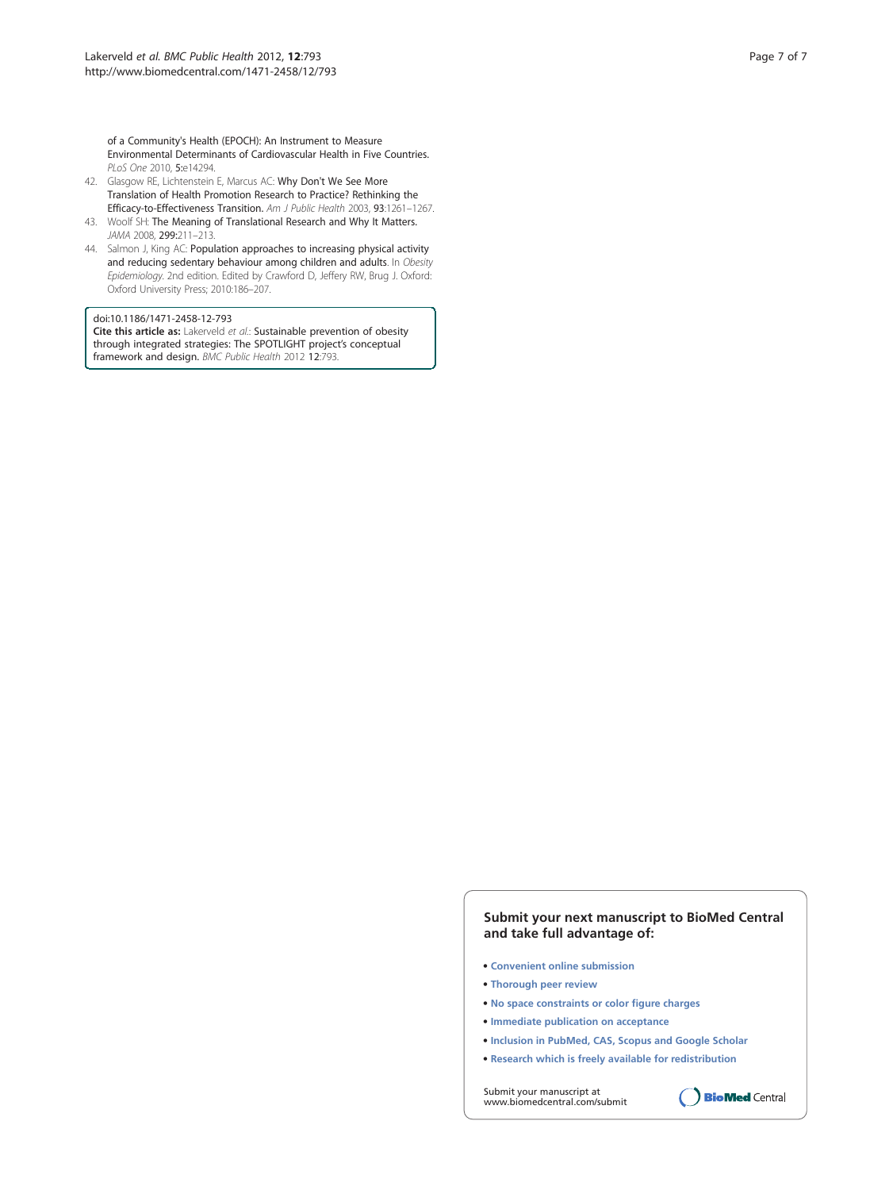of a Community's Health (EPOCH): An Instrument to Measure Environmental Determinants of Cardiovascular Health in Five Countries. *PLoS One* 2010, **5**:e14294.

42. Glasgow RE, Lichtenstein E, Marcus AC: **Why Don't We See More Translation of Health Promotion Research to Practice? Rethinking the Efficacy-to-Effectiveness Transition.** *Am J Public Health* 2003, **93**:1261–1267.
43. Woolf SH: **The Meaning of Translational Research and Why It Matters.** *JAMA* 2008, **299**:211–213.
44. Salmon J, King AC: **Population approaches to increasing physical activity and reducing sedentary behaviour among children and adults**. In *Obesity Epidemiology*. 2nd edition. Edited by Crawford D, Jeffery RW, Brug J. Oxford: Oxford University Press; 2010:186–207.

doi:10.1186/1471-2458-12-793

**Cite this article as:** Lakerveld *et al.*: Sustainable prevention of obesity through integrated strategies: The SPOTLIGHT project's conceptual framework and design. *BMC Public Health* 2012 **12**:793.

**Submit your next manuscript to BioMed Central and take full advantage of:**

- **Convenient online submission**
- **Thorough peer review**
- **No space constraints or color figure charges**
- **Immediate publication on acceptance**
- **Inclusion in PubMed, CAS, Scopus and Google Scholar**
- **Research which is freely available for redistribution**

Submit your manuscript at
www.biomedcentral.com/submit

BioMed Central